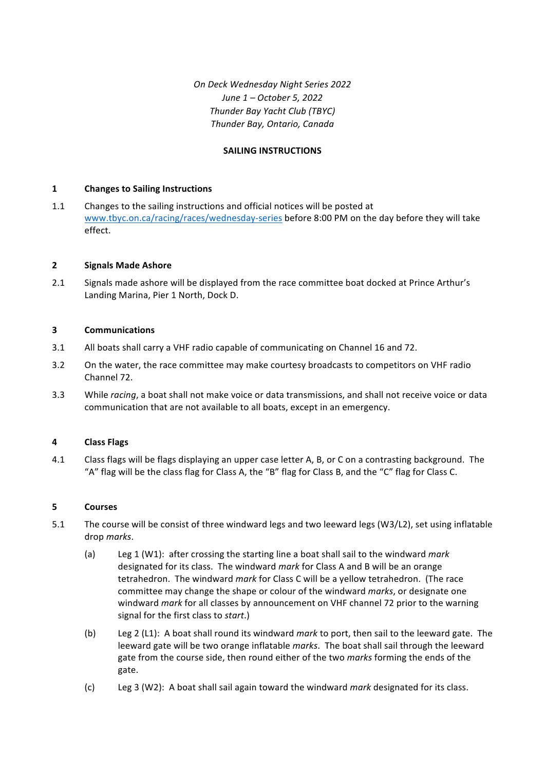*On Deck Wednesday Night Series 2022*
*June 1 – October 5, 2022*
*Thunder Bay Yacht Club (TBYC)*
*Thunder Bay, Ontario, Canada*

**SAILING INSTRUCTIONS**

## 1 Changes to Sailing Instructions

1.1 Changes to the sailing instructions and official notices will be posted at [www.tbyc.on.ca/racing/races/wednesday-series](www.tbyc.on.ca/racing/races/wednesday-series) before 8:00 PM on the day before they will take effect.

## 2 Signals Made Ashore

2.1 Signals made ashore will be displayed from the race committee boat docked at Prince Arthur's Landing Marina, Pier 1 North, Dock D.

## 3 Communications

3.1 All boats shall carry a VHF radio capable of communicating on Channel 16 and 72.

3.2 On the water, the race committee may make courtesy broadcasts to competitors on VHF radio Channel 72.

3.3 While *racing*, a boat shall not make voice or data transmissions, and shall not receive voice or data communication that are not available to all boats, except in an emergency.

## 4 Class Flags

4.1 Class flags will be flags displaying an upper case letter A, B, or C on a contrasting background. The "A" flag will be the class flag for Class A, the "B" flag for Class B, and the "C" flag for Class C.

## 5 Courses

5.1 The course will be consist of three windward legs and two leeward legs (W3/L2), set using inflatable drop *marks*.

(a) Leg 1 (W1): after crossing the starting line a boat shall sail to the windward *mark* designated for its class. The windward *mark* for Class A and B will be an orange tetrahedron. The windward *mark* for Class C will be a yellow tetrahedron. (The race committee may change the shape or colour of the windward *marks*, or designate one windward *mark* for all classes by announcement on VHF channel 72 prior to the warning signal for the first class to *start*.)

(b) Leg 2 (L1): A boat shall round its windward *mark* to port, then sail to the leeward gate. The leeward gate will be two orange inflatable *marks*. The boat shall sail through the leeward gate from the course side, then round either of the two *marks* forming the ends of the gate.

(c) Leg 3 (W2): A boat shall sail again toward the windward *mark* designated for its class.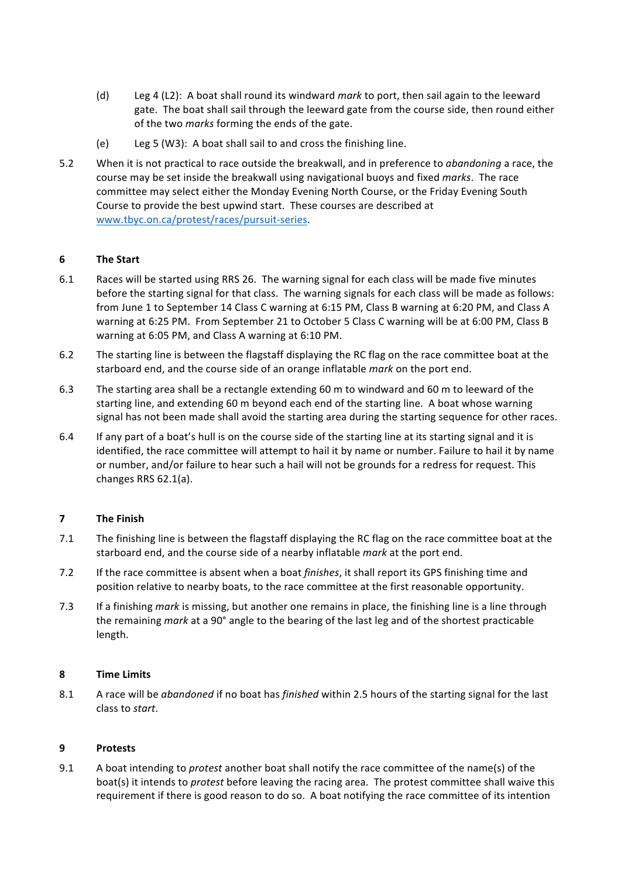(d) Leg 4 (L2): A boat shall round its windward *mark* to port, then sail again to the leeward gate. The boat shall sail through the leeward gate from the course side, then round either of the two *marks* forming the ends of the gate.

(e) Leg 5 (W3): A boat shall sail to and cross the finishing line.

5.2 When it is not practical to race outside the breakwall, and in preference to *abandoning* a race, the course may be set inside the breakwall using navigational buoys and fixed *marks*. The race committee may select either the Monday Evening North Course, or the Friday Evening South Course to provide the best upwind start. These courses are described at [www.tbyc.on.ca/protest/races/pursuit-series](www.tbyc.on.ca/protest/races/pursuit-series).

## 6 The Start

6.1 Races will be started using RRS 26. The warning signal for each class will be made five minutes before the starting signal for that class. The warning signals for each class will be made as follows: from June 1 to September 14 Class C warning at 6:15 PM, Class B warning at 6:20 PM, and Class A warning at 6:25 PM. From September 21 to October 5 Class C warning will be at 6:00 PM, Class B warning at 6:05 PM, and Class A warning at 6:10 PM.

6.2 The starting line is between the flagstaff displaying the RC flag on the race committee boat at the starboard end, and the course side of an orange inflatable *mark* on the port end.

6.3 The starting area shall be a rectangle extending 60 m to windward and 60 m to leeward of the starting line, and extending 60 m beyond each end of the starting line. A boat whose warning signal has not been made shall avoid the starting area during the starting sequence for other races.

6.4 If any part of a boat's hull is on the course side of the starting line at its starting signal and it is identified, the race committee will attempt to hail it by name or number. Failure to hail it by name or number, and/or failure to hear such a hail will not be grounds for a redress for request. This changes RRS 62.1(a).

## 7 The Finish

7.1 The finishing line is between the flagstaff displaying the RC flag on the race committee boat at the starboard end, and the course side of a nearby inflatable *mark* at the port end.

7.2 If the race committee is absent when a boat *finishes*, it shall report its GPS finishing time and position relative to nearby boats, to the race committee at the first reasonable opportunity.

7.3 If a finishing *mark* is missing, but another one remains in place, the finishing line is a line through the remaining *mark* at a 90° angle to the bearing of the last leg and of the shortest practicable length.

## 8 Time Limits

8.1 A race will be *abandoned* if no boat has *finished* within 2.5 hours of the starting signal for the last class to *start*.

## 9 Protests

9.1 A boat intending to *protest* another boat shall notify the race committee of the name(s) of the boat(s) it intends to *protest* before leaving the racing area. The protest committee shall waive this requirement if there is good reason to do so. A boat notifying the race committee of its intention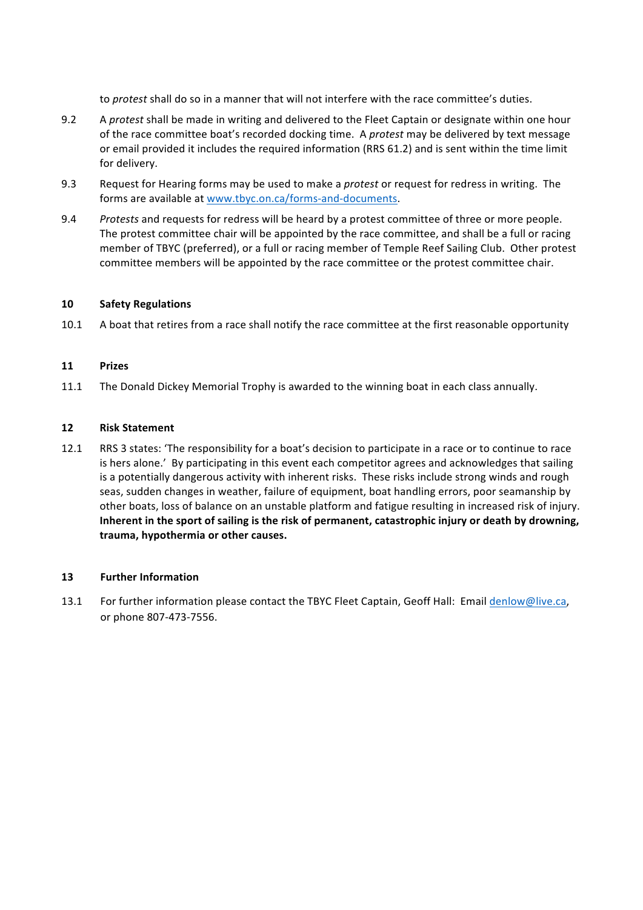to *protest* shall do so in a manner that will not interfere with the race committee's duties.

9.2 A *protest* shall be made in writing and delivered to the Fleet Captain or designate within one hour of the race committee boat's recorded docking time. A *protest* may be delivered by text message or email provided it includes the required information (RRS 61.2) and is sent within the time limit for delivery.

9.3 Request for Hearing forms may be used to make a *protest* or request for redress in writing. The forms are available at [www.tbyc.on.ca/forms-and-documents](http://www.tbyc.on.ca/forms-and-documents).

9.4 *Protests* and requests for redress will be heard by a protest committee of three or more people. The protest committee chair will be appointed by the race committee, and shall be a full or racing member of TBYC (preferred), or a full or racing member of Temple Reef Sailing Club. Other protest committee members will be appointed by the race committee or the protest committee chair.

## 10 Safety Regulations

10.1 A boat that retires from a race shall notify the race committee at the first reasonable opportunity

## 11 Prizes

11.1 The Donald Dickey Memorial Trophy is awarded to the winning boat in each class annually.

## 12 Risk Statement

12.1 RRS 3 states: 'The responsibility for a boat's decision to participate in a race or to continue to race is hers alone.' By participating in this event each competitor agrees and acknowledges that sailing is a potentially dangerous activity with inherent risks. These risks include strong winds and rough seas, sudden changes in weather, failure of equipment, boat handling errors, poor seamanship by other boats, loss of balance on an unstable platform and fatigue resulting in increased risk of injury. **Inherent in the sport of sailing is the risk of permanent, catastrophic injury or death by drowning, trauma, hypothermia or other causes.**

## 13 Further Information

13.1 For further information please contact the TBYC Fleet Captain, Geoff Hall: Email [denlow@live.ca](mailto:denlow@live.ca), or phone 807-473-7556.